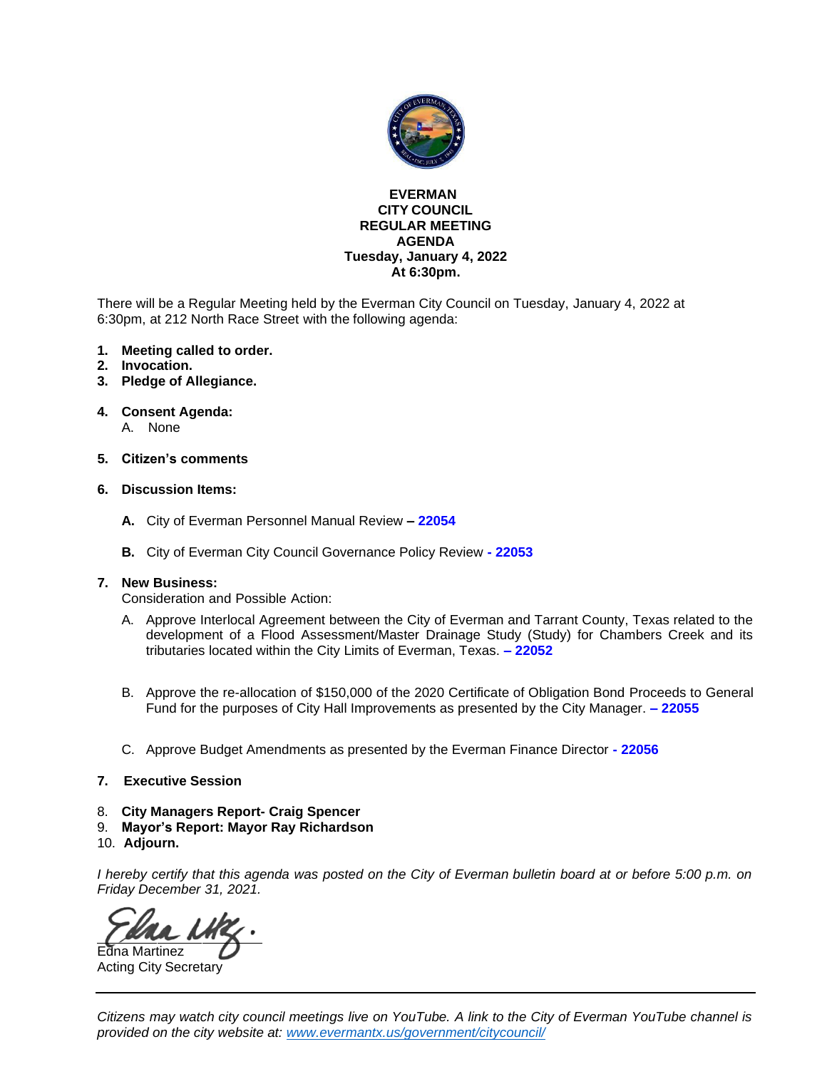**EVERMAN**
**CITY COUNCIL**
**REGULAR MEETING**
**AGENDA**
**Tuesday, January 4, 2022**
**At 6:30pm.**

There will be a Regular Meeting held by the Everman City Council on Tuesday, January 4, 2022 at 6:30pm, at 212 North Race Street with the following agenda:

1. **Meeting called to order.**
2. **Invocation.**
3. **Pledge of Allegiance.**

4. **Consent Agenda:**
   A. None

5. **Citizen's comments**

6. **Discussion Items:**

   **A.** City of Everman Personnel Manual Review **– 22054**

   **B.** City of Everman City Council Governance Policy Review **- 22053**

7. **New Business:**
   Consideration and Possible Action:

   A. Approve Interlocal Agreement between the City of Everman and Tarrant County, Texas related to the development of a Flood Assessment/Master Drainage Study (Study) for Chambers Creek and its tributaries located within the City Limits of Everman, Texas. **– 22052**

   B. Approve the re-allocation of $150,000 of the 2020 Certificate of Obligation Bond Proceeds to General Fund for the purposes of City Hall Improvements as presented by the City Manager. **– 22055**

   C. Approve Budget Amendments as presented by the Everman Finance Director **- 22056**

7. **Executive Session**

8. **City Managers Report- Craig Spencer**
9. **Mayor's Report: Mayor Ray Richardson**
10. **Adjourn.**

*I hereby certify that this agenda was posted on the City of Everman bulletin board at or before 5:00 p.m. on Friday December 31, 2021.*

Edna Martinez
Acting City Secretary

---

*Citizens may watch city council meetings live on YouTube. A link to the City of Everman YouTube channel is provided on the city website at: [www.evermantx.us/government/citycouncil/](www.evermantx.us/government/citycouncil/)*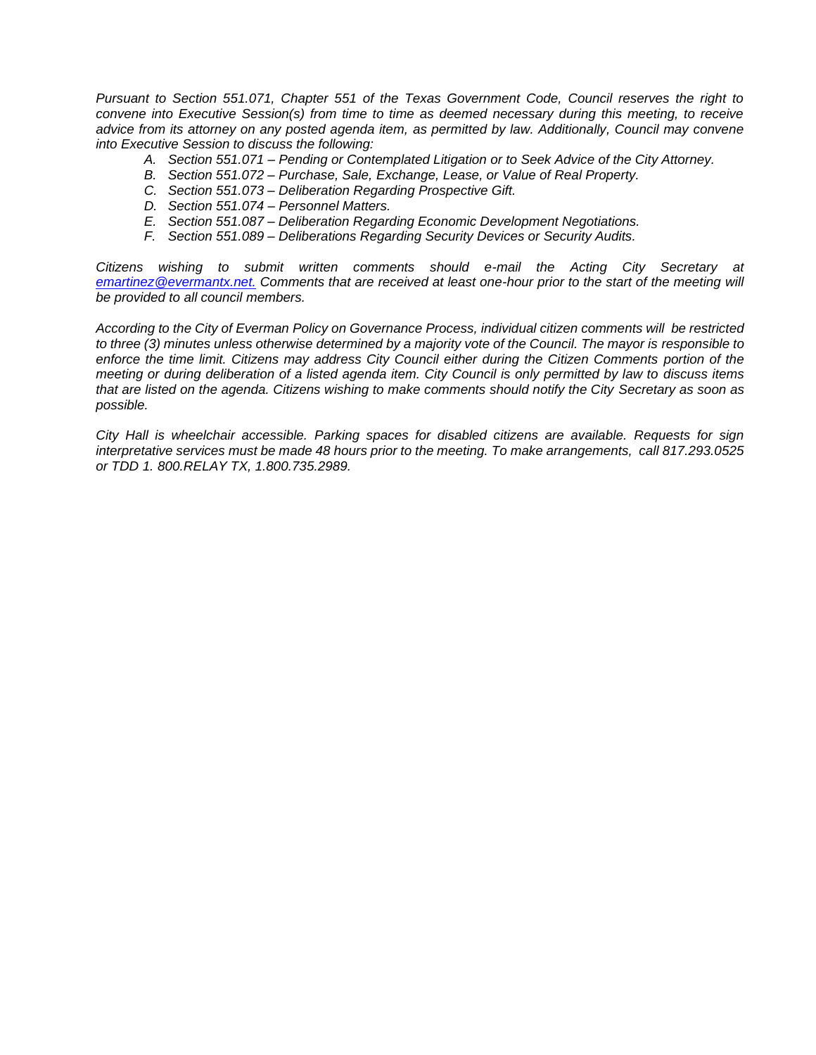*Pursuant to Section 551.071, Chapter 551 of the Texas Government Code, Council reserves the right to convene into Executive Session(s) from time to time as deemed necessary during this meeting, to receive advice from its attorney on any posted agenda item, as permitted by law. Additionally, Council may convene into Executive Session to discuss the following:*

- *A. Section 551.071 – Pending or Contemplated Litigation or to Seek Advice of the City Attorney.*
- *B. Section 551.072 – Purchase, Sale, Exchange, Lease, or Value of Real Property.*
- *C. Section 551.073 – Deliberation Regarding Prospective Gift.*
- *D. Section 551.074 – Personnel Matters.*
- *E. Section 551.087 – Deliberation Regarding Economic Development Negotiations.*
- *F. Section 551.089 – Deliberations Regarding Security Devices or Security Audits.*

*Citizens wishing to submit written comments should e-mail the Acting City Secretary at emartinez@evermantx.net. Comments that are received at least one-hour prior to the start of the meeting will be provided to all council members.*

*According to the City of Everman Policy on Governance Process, individual citizen comments will be restricted to three (3) minutes unless otherwise determined by a majority vote of the Council. The mayor is responsible to enforce the time limit. Citizens may address City Council either during the Citizen Comments portion of the meeting or during deliberation of a listed agenda item. City Council is only permitted by law to discuss items that are listed on the agenda. Citizens wishing to make comments should notify the City Secretary as soon as possible.*

*City Hall is wheelchair accessible. Parking spaces for disabled citizens are available. Requests for sign interpretative services must be made 48 hours prior to the meeting. To make arrangements, call 817.293.0525 or TDD 1. 800.RELAY TX, 1.800.735.2989.*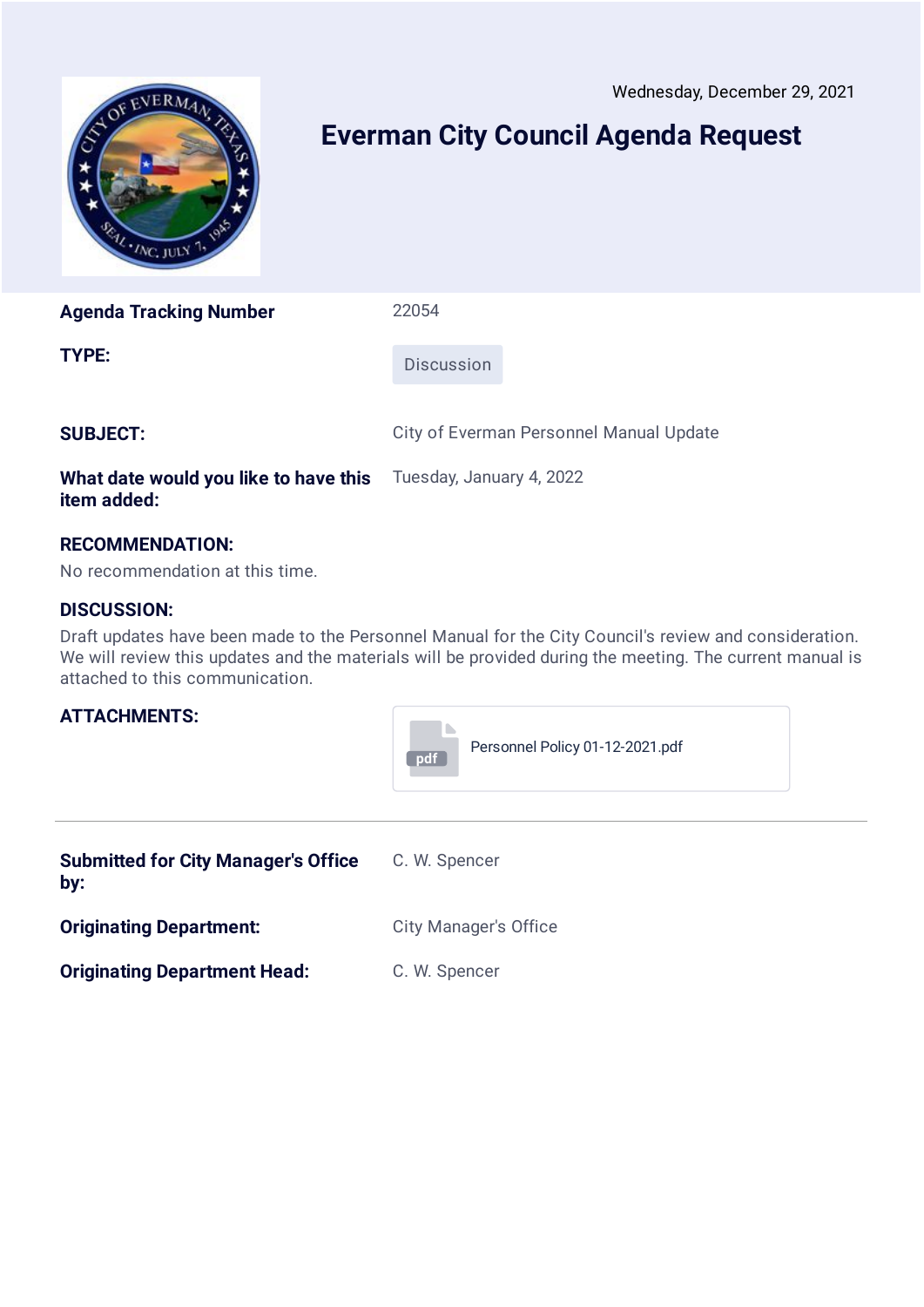Wednesday, December 29, 2021

# Everman City Council Agenda Request

| | |
|---|---|
| **Agenda Tracking Number** | 22054 |
| **TYPE:** | Discussion |
| **SUBJECT:** | City of Everman Personnel Manual Update |
| **What date would you like to have this item added:** | Tuesday, January 4, 2022 |

**RECOMMENDATION:**

No recommendation at this time.

**DISCUSSION:**

Draft updates have been made to the Personnel Manual for the City Council's review and consideration. We will review this updates and the materials will be provided during the meeting. The current manual is attached to this communication.

**ATTACHMENTS:**

Personnel Policy 01-12-2021.pdf

---

| | |
|---|---|
| **Submitted for City Manager's Office by:** | C. W. Spencer |
| **Originating Department:** | City Manager's Office |
| **Originating Department Head:** | C. W. Spencer |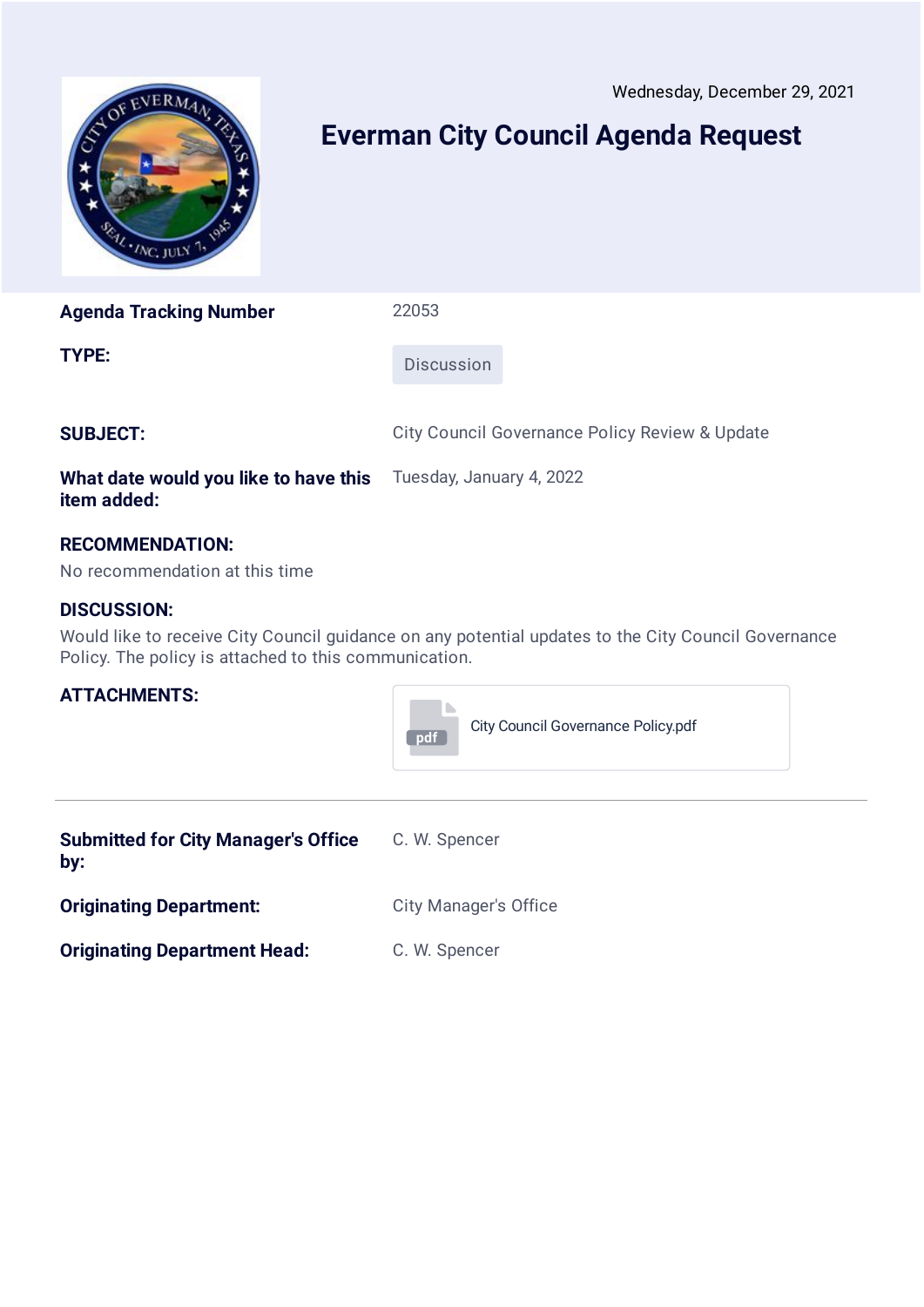Wednesday, December 29, 2021

# Everman City Council Agenda Request

| | |
|---|---|
| **Agenda Tracking Number** | 22053 |
| **TYPE:** | Discussion |
| **SUBJECT:** | City Council Governance Policy Review & Update |
| **What date would you like to have this item added:** | Tuesday, January 4, 2022 |

**RECOMMENDATION:**

No recommendation at this time

**DISCUSSION:**

Would like to receive City Council guidance on any potential updates to the City Council Governance Policy. The policy is attached to this communication.

**ATTACHMENTS:**

City Council Governance Policy.pdf

---

| | |
|---|---|
| **Submitted for City Manager's Office by:** | C. W. Spencer |
| **Originating Department:** | City Manager's Office |
| **Originating Department Head:** | C. W. Spencer |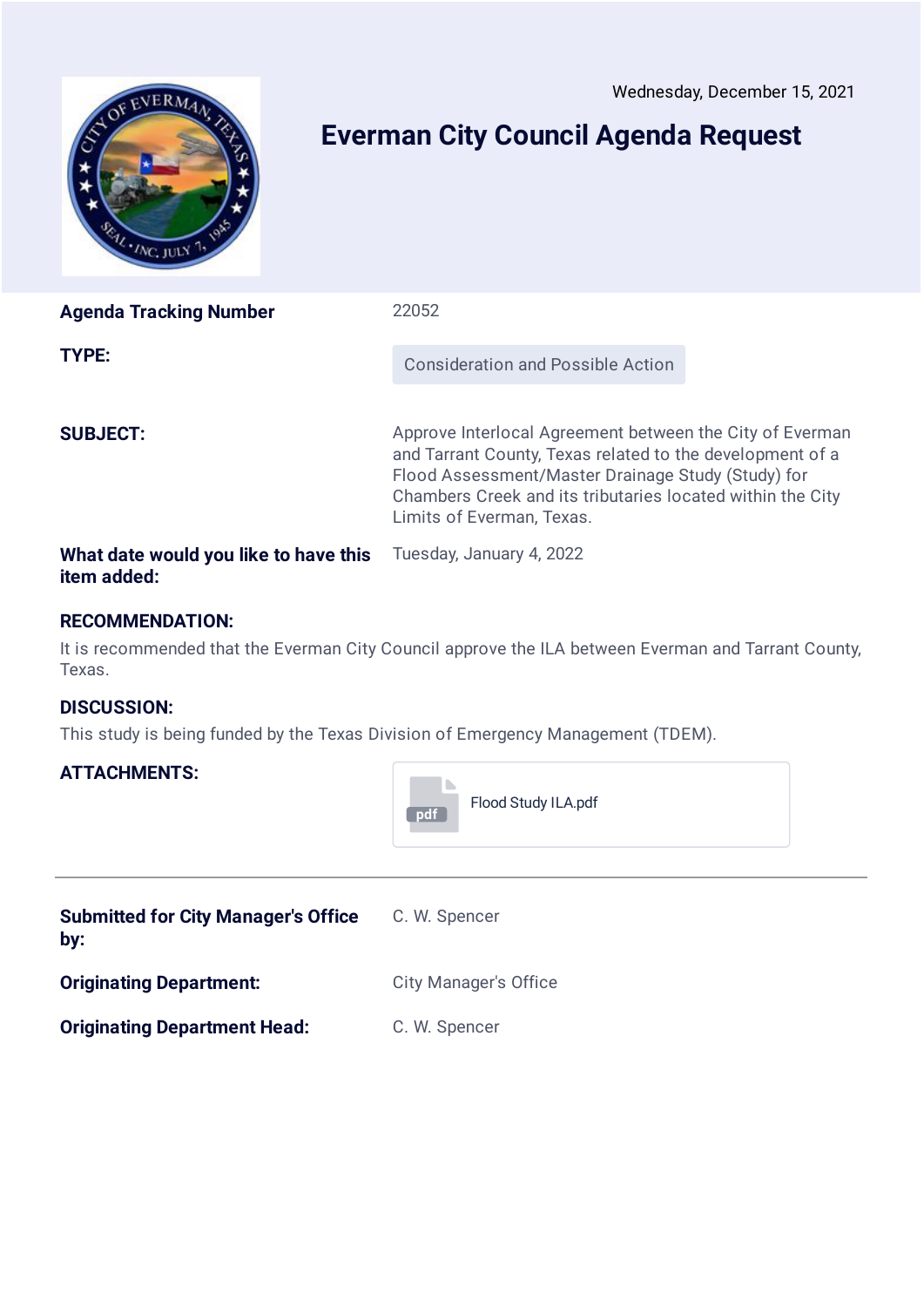Wednesday, December 15, 2021

# Everman City Council Agenda Request

| | |
|---|---|
| **Agenda Tracking Number** | 22052 |
| **TYPE:** | Consideration and Possible Action |
| **SUBJECT:** | Approve Interlocal Agreement between the City of Everman and Tarrant County, Texas related to the development of a Flood Assessment/Master Drainage Study (Study) for Chambers Creek and its tributaries located within the City Limits of Everman, Texas. |
| **What date would you like to have this item added:** | Tuesday, January 4, 2022 |

**RECOMMENDATION:**

It is recommended that the Everman City Council approve the ILA between Everman and Tarrant County, Texas.

**DISCUSSION:**

This study is being funded by the Texas Division of Emergency Management (TDEM).

**ATTACHMENTS:**

Flood Study ILA.pdf

---

| | |
|---|---|
| **Submitted for City Manager's Office by:** | C. W. Spencer |
| **Originating Department:** | City Manager's Office |
| **Originating Department Head:** | C. W. Spencer |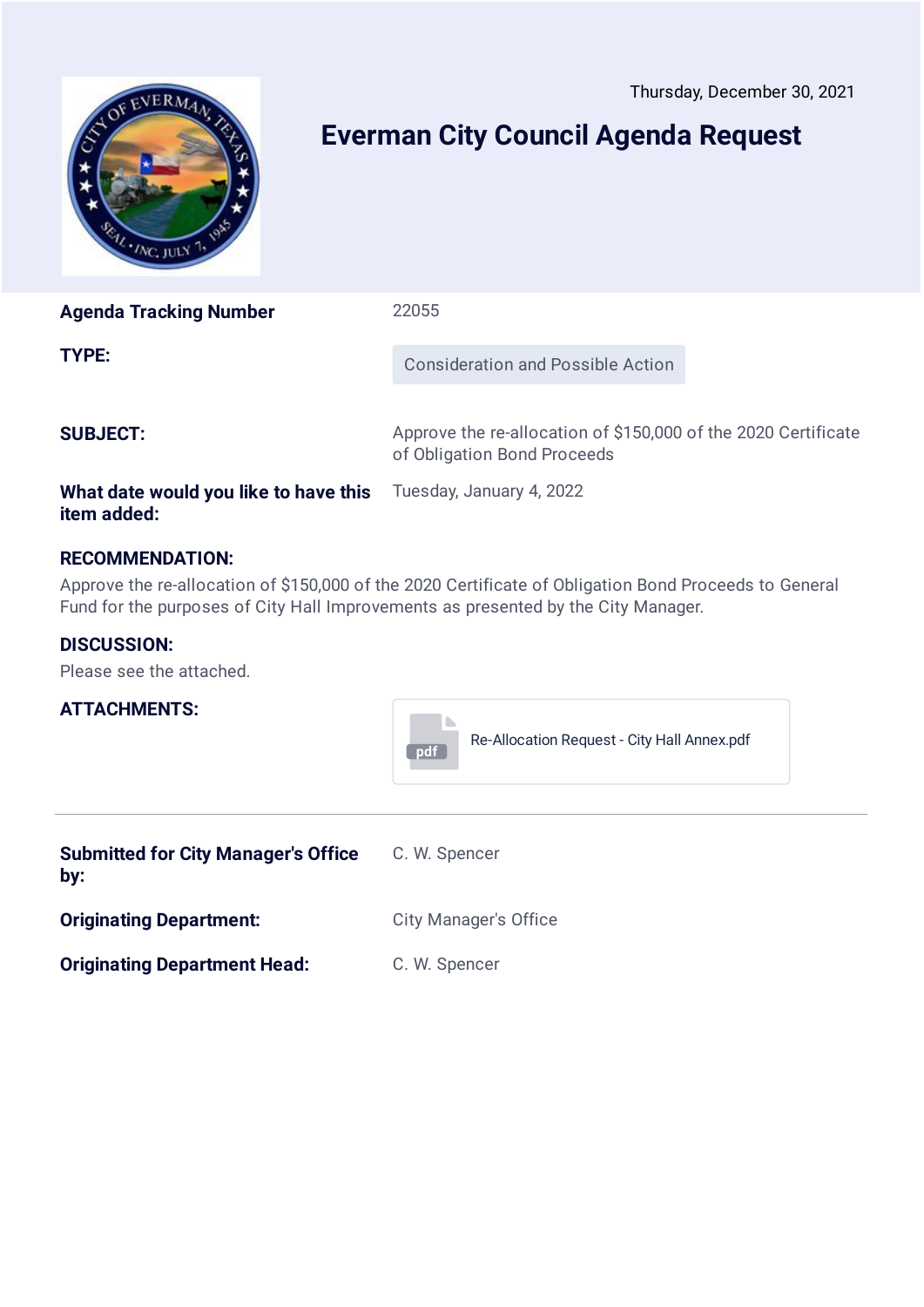Thursday, December 30, 2021

# Everman City Council Agenda Request

**Agenda Tracking Number** 22055

**TYPE:** Consideration and Possible Action

**SUBJECT:** Approve the re-allocation of $150,000 of the 2020 Certificate of Obligation Bond Proceeds

**What date would you like to have this item added:** Tuesday, January 4, 2022

**RECOMMENDATION:**

Approve the re-allocation of $150,000 of the 2020 Certificate of Obligation Bond Proceeds to General Fund for the purposes of City Hall Improvements as presented by the City Manager.

**DISCUSSION:**

Please see the attached.

**ATTACHMENTS:**

Re-Allocation Request - City Hall Annex.pdf

---

**Submitted for City Manager's Office by:** C. W. Spencer

**Originating Department:** City Manager's Office

**Originating Department Head:** C. W. Spencer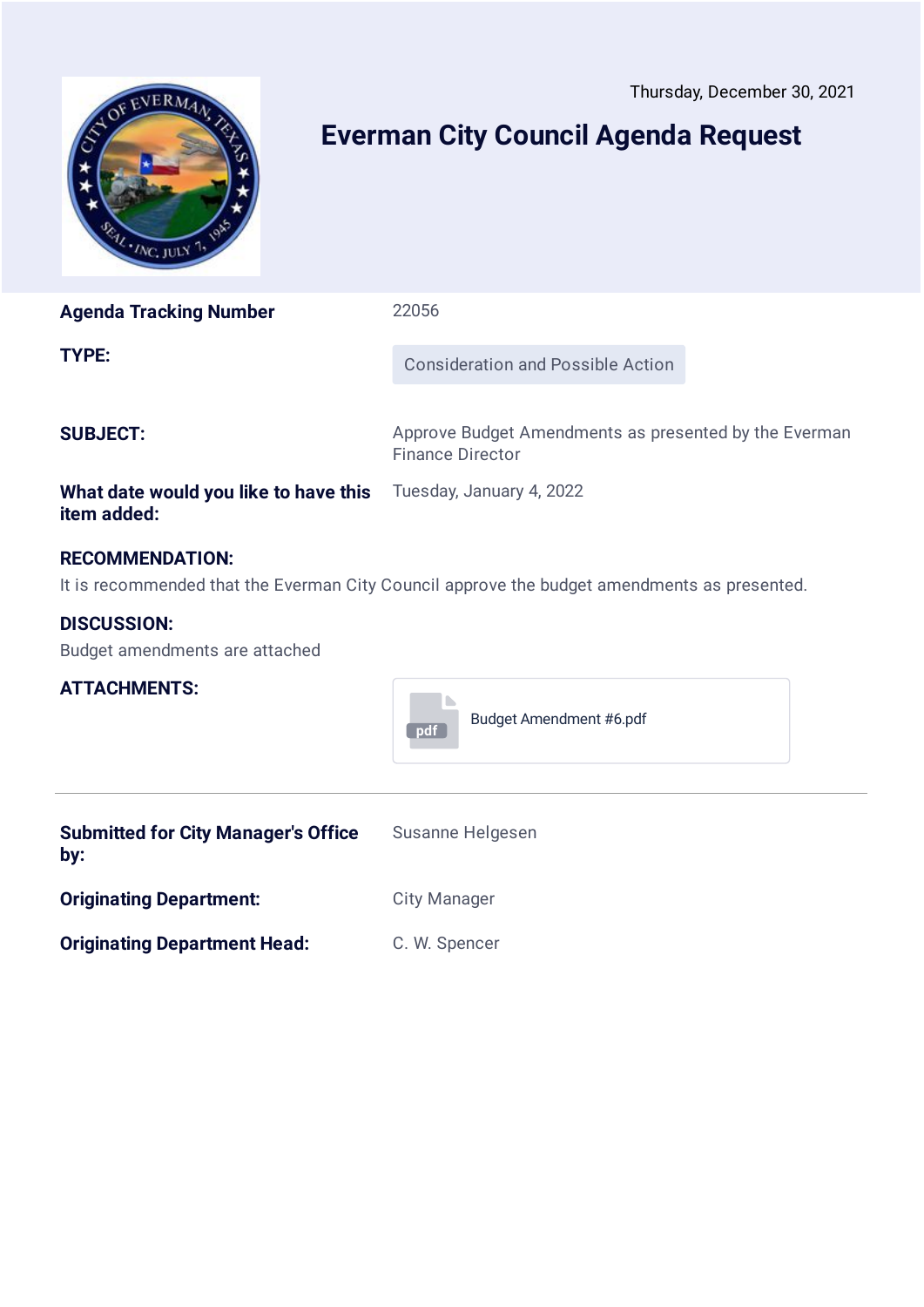Thursday, December 30, 2021

# Everman City Council Agenda Request

| | |
|---|---|
| **Agenda Tracking Number** | 22056 |
| **TYPE:** | Consideration and Possible Action |
| **SUBJECT:** | Approve Budget Amendments as presented by the Everman Finance Director |
| **What date would you like to have this item added:** | Tuesday, January 4, 2022 |

**RECOMMENDATION:**

It is recommended that the Everman City Council approve the budget amendments as presented.

**DISCUSSION:**

Budget amendments are attached

**ATTACHMENTS:**

Budget Amendment #6.pdf

---

| | |
|---|---|
| **Submitted for City Manager's Office by:** | Susanne Helgesen |
| **Originating Department:** | City Manager |
| **Originating Department Head:** | C. W. Spencer |